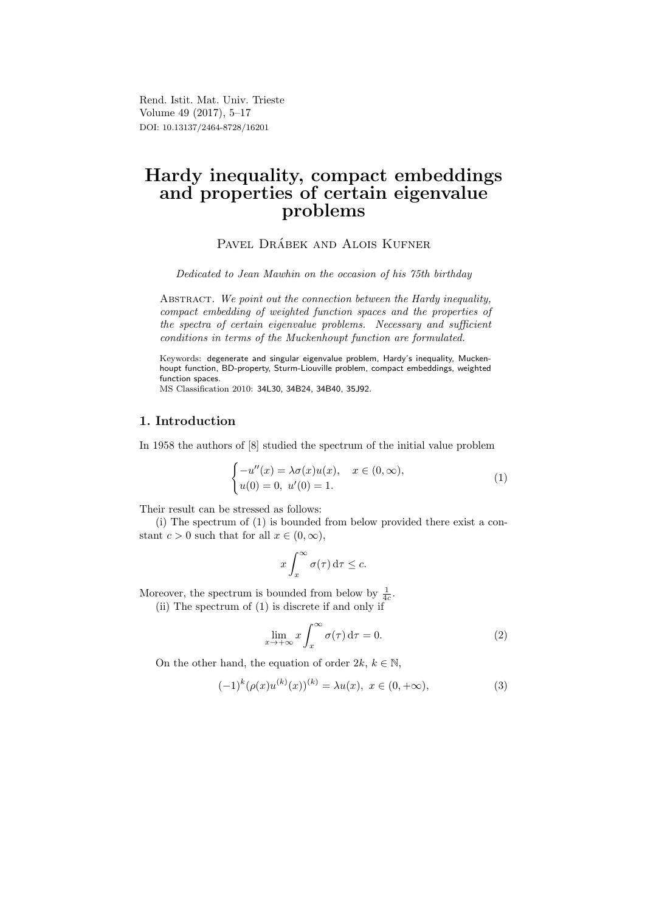# Hardy inequality, compact embeddings and properties of certain eigenvalue problems

Pavel Drábek and Alois Kufner

*Dedicated to Jean Mawhin on the occasion of his 75th birthday*

Abstract. *We point out the connection between the Hardy inequality, compact embedding of weighted function spaces and the properties of the spectra of certain eigenvalue problems. Necessary and sufficient conditions in terms of the Muckenhoupt function are formulated.*

Keywords: degenerate and singular eigenvalue problem, Hardy's inequality, Muckenhoupt function, BD-property, Sturm-Liouville problem, compact embeddings, weighted function spaces.
MS Classification 2010: 34L30, 34B24, 34B40, 35J92.

## 1. Introduction

In 1958 the authors of [8] studied the spectrum of the initial value problem

$$\begin{cases} -u''(x) = \lambda\sigma(x)u(x), & x \in (0,\infty), \\ u(0) = 0,\ u'(0) = 1. \end{cases} \tag{1}$$

Their result can be stressed as follows:

(i) The spectrum of (1) is bounded from below provided there exist a constant $c > 0$ such that for all $x \in (0,\infty)$,

$$x\int_x^\infty \sigma(\tau)\,\mathrm{d}\tau \le c.$$

Moreover, the spectrum is bounded from below by $\frac{1}{4c}$.

(ii) The spectrum of (1) is discrete if and only if

$$\lim_{x\to+\infty} x\int_x^\infty \sigma(\tau)\,\mathrm{d}\tau = 0. \tag{2}$$

On the other hand, the equation of order $2k$, $k \in \mathbb{N}$,

$$(-1)^k(\rho(x)u^{(k)}(x))^{(k)} = \lambda u(x),\ x \in (0,+\infty), \tag{3}$$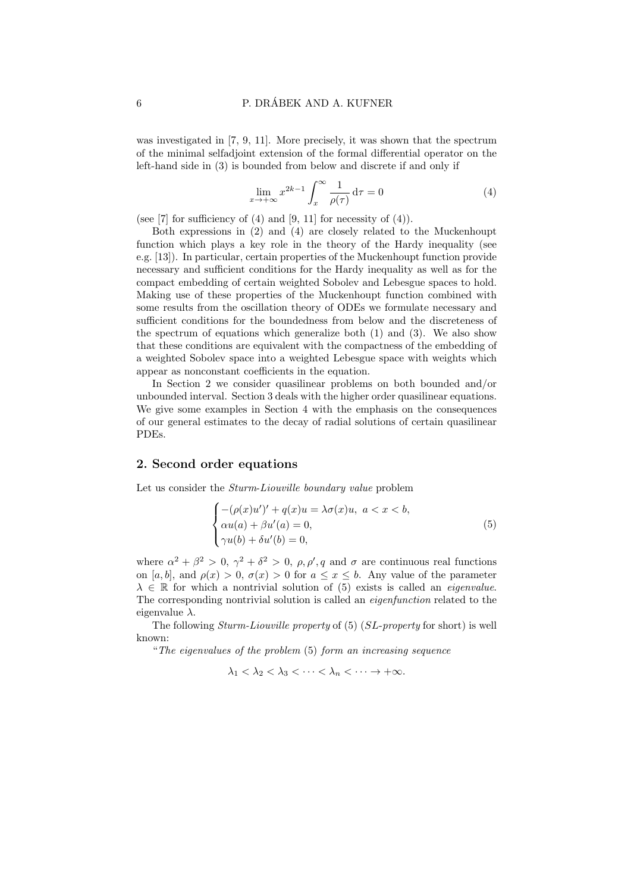was investigated in [7, 9, 11]. More precisely, it was shown that the spectrum of the minimal selfadjoint extension of the formal differential operator on the left-hand side in (3) is bounded from below and discrete if and only if

$$\lim_{x\to+\infty} x^{2k-1}\int_x^\infty \frac{1}{\rho(\tau)}\,\mathrm{d}\tau = 0 \tag{4}$$

(see [7] for sufficiency of (4) and [9, 11] for necessity of (4)).

Both expressions in (2) and (4) are closely related to the Muckenhoupt function which plays a key role in the theory of the Hardy inequality (see e.g. [13]). In particular, certain properties of the Muckenhoupt function provide necessary and sufficient conditions for the Hardy inequality as well as for the compact embedding of certain weighted Sobolev and Lebesgue spaces to hold. Making use of these properties of the Muckenhoupt function combined with some results from the oscillation theory of ODEs we formulate necessary and sufficient conditions for the boundedness from below and the discreteness of the spectrum of equations which generalize both (1) and (3). We also show that these conditions are equivalent with the compactness of the embedding of a weighted Sobolev space into a weighted Lebesgue space with weights which appear as nonconstant coefficients in the equation.

In Section 2 we consider quasilinear problems on both bounded and/or unbounded interval. Section 3 deals with the higher order quasilinear equations. We give some examples in Section 4 with the emphasis on the consequences of our general estimates to the decay of radial solutions of certain quasilinear PDEs.

## 2. Second order equations

Let us consider the *Sturm-Liouville boundary value* problem

$$\begin{cases} -(\rho(x)u')' + q(x)u = \lambda\sigma(x)u, \ a < x < b, \\ \alpha u(a) + \beta u'(a) = 0, \\ \gamma u(b) + \delta u'(b) = 0, \end{cases} \tag{5}$$

where $\alpha^2 + \beta^2 > 0$, $\gamma^2 + \delta^2 > 0$, $\rho, \rho', q$ and $\sigma$ are continuous real functions on $[a, b]$, and $\rho(x) > 0$, $\sigma(x) > 0$ for $a \le x \le b$. Any value of the parameter $\lambda \in \mathbb{R}$ for which a nontrivial solution of (5) exists is called an *eigenvalue*. The corresponding nontrivial solution is called an *eigenfunction* related to the eigenvalue $\lambda$.

The following *Sturm-Liouville property* of (5) (*SL-property* for short) is well known:

"*The eigenvalues of the problem* (5) *form an increasing sequence*

$$\lambda_1 < \lambda_2 < \lambda_3 < \cdots < \lambda_n < \cdots \to +\infty.$$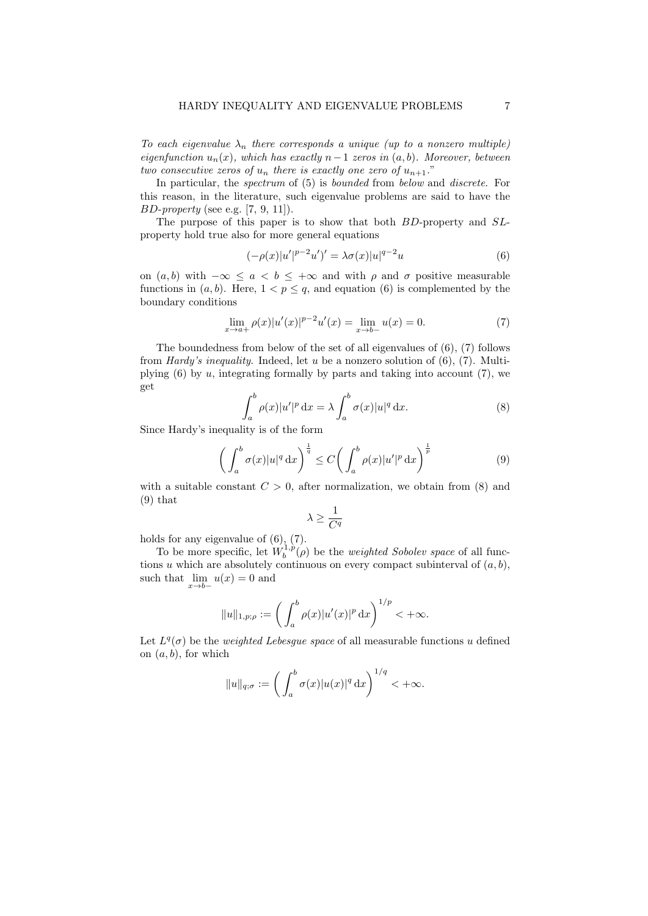*To each eigenvalue $\lambda_n$ there corresponds a unique (up to a nonzero multiple) eigenfunction $u_n(x)$, which has exactly $n-1$ zeros in $(a,b)$. Moreover, between two consecutive zeros of $u_n$ there is exactly one zero of $u_{n+1}$.*"

In particular, the *spectrum* of (5) is *bounded* from *below* and *discrete*. For this reason, in the literature, such eigenvalue problems are said to have the *BD-property* (see e.g. [7, 9, 11]).

The purpose of this paper is to show that both *BD*-property and *SL*-property hold true also for more general equations

$$(-\rho(x)|u'|^{p-2}u')' = \lambda\sigma(x)|u|^{q-2}u \tag{6}$$

on $(a,b)$ with $-\infty \le a < b \le +\infty$ and with $\rho$ and $\sigma$ positive measurable functions in $(a,b)$. Here, $1 < p \le q$, and equation (6) is complemented by the boundary conditions

$$\lim_{x\to a+} \rho(x)|u'(x)|^{p-2}u'(x) = \lim_{x\to b-} u(x) = 0. \tag{7}$$

The boundedness from below of the set of all eigenvalues of (6), (7) follows from *Hardy's inequality*. Indeed, let $u$ be a nonzero solution of (6), (7). Multiplying (6) by $u$, integrating formally by parts and taking into account (7), we get

$$\int_a^b \rho(x)|u'|^p \,\mathrm{d}x = \lambda \int_a^b \sigma(x)|u|^q \,\mathrm{d}x. \tag{8}$$

Since Hardy's inequality is of the form

$$\left(\int_a^b \sigma(x)|u|^q \,\mathrm{d}x\right)^{\frac{1}{q}} \le C\left(\int_a^b \rho(x)|u'|^p \,\mathrm{d}x\right)^{\frac{1}{p}} \tag{9}$$

with a suitable constant $C > 0$, after normalization, we obtain from (8) and (9) that

$$\lambda \ge \frac{1}{C^q}$$

holds for any eigenvalue of (6), (7).

To be more specific, let $W_b^{1,p}(\rho)$ be the *weighted Sobolev space* of all functions $u$ which are absolutely continuous on every compact subinterval of $(a,b)$, such that $\lim\limits_{x\to b-} u(x) = 0$ and

$$\|u\|_{1,p;\rho} := \left(\int_a^b \rho(x)|u'(x)|^p \,\mathrm{d}x\right)^{1/p} < +\infty.$$

Let $L^q(\sigma)$ be the *weighted Lebesgue space* of all measurable functions $u$ defined on $(a,b)$, for which

$$\|u\|_{q;\sigma} := \left(\int_a^b \sigma(x)|u(x)|^q \,\mathrm{d}x\right)^{1/q} < +\infty.$$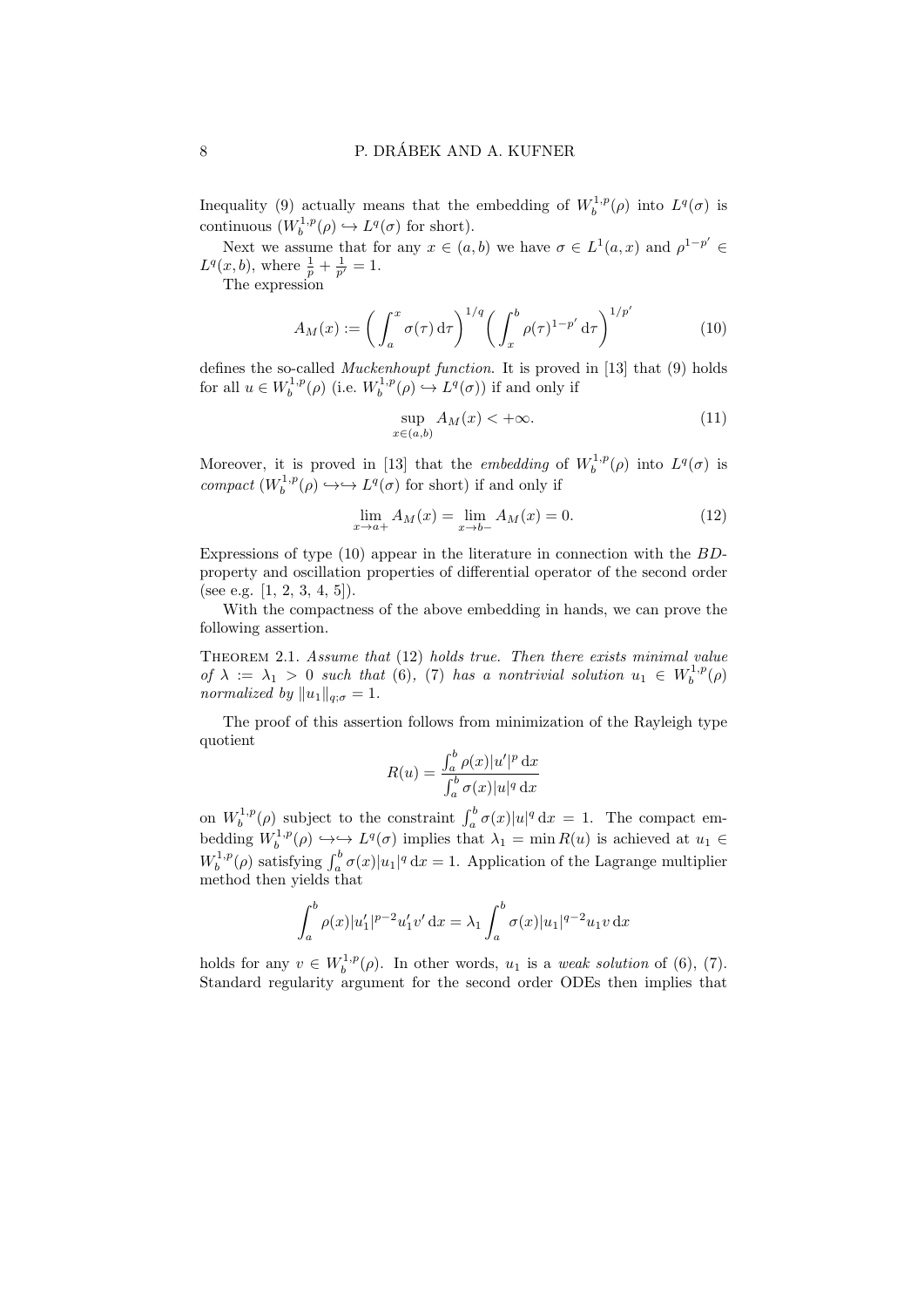Inequality (9) actually means that the embedding of $W_b^{1,p}(\rho)$ into $L^q(\sigma)$ is continuous ($W_b^{1,p}(\rho) \hookrightarrow L^q(\sigma)$ for short).

Next we assume that for any $x \in (a, b)$ we have $\sigma \in L^1(a, x)$ and $\rho^{1-p'} \in L^q(x, b)$, where $\frac{1}{p} + \frac{1}{p'} = 1$.

The expression

$$A_M(x) := \left( \int_a^x \sigma(\tau)\,\mathrm{d}\tau \right)^{1/q} \left( \int_x^b \rho(\tau)^{1-p'}\,\mathrm{d}\tau \right)^{1/p'} \tag{10}$$

defines the so-called *Muckenhoupt function*. It is proved in [13] that (9) holds for all $u \in W_b^{1,p}(\rho)$ (i.e. $W_b^{1,p}(\rho) \hookrightarrow L^q(\sigma)$) if and only if

$$\sup_{x \in (a,b)} A_M(x) < +\infty. \tag{11}$$

Moreover, it is proved in [13] that the *embedding* of $W_b^{1,p}(\rho)$ into $L^q(\sigma)$ is *compact* ($W_b^{1,p}(\rho) \hookrightarrow\hookrightarrow L^q(\sigma)$ for short) if and only if

$$\lim_{x \to a+} A_M(x) = \lim_{x \to b-} A_M(x) = 0. \tag{12}$$

Expressions of type (10) appear in the literature in connection with the *BD*-property and oscillation properties of differential operator of the second order (see e.g. [1, 2, 3, 4, 5]).

With the compactness of the above embedding in hands, we can prove the following assertion.

Theorem 2.1. *Assume that* (12) *holds true. Then there exists minimal value of* $\lambda := \lambda_1 > 0$ *such that* (6), (7) *has a nontrivial solution* $u_1 \in W_b^{1,p}(\rho)$ *normalized by* $\|u_1\|_{q;\sigma} = 1$.

The proof of this assertion follows from minimization of the Rayleigh type quotient

$$R(u) = \frac{\int_a^b \rho(x)|u'|^p\,\mathrm{d}x}{\int_a^b \sigma(x)|u|^q\,\mathrm{d}x}$$

on $W_b^{1,p}(\rho)$ subject to the constraint $\int_a^b \sigma(x)|u|^q\,\mathrm{d}x = 1$. The compact embedding $W_b^{1,p}(\rho) \hookrightarrow\hookrightarrow L^q(\sigma)$ implies that $\lambda_1 = \min R(u)$ is achieved at $u_1 \in W_b^{1,p}(\rho)$ satisfying $\int_a^b \sigma(x)|u_1|^q\,\mathrm{d}x = 1$. Application of the Lagrange multiplier method then yields that

$$\int_a^b \rho(x)|u_1'|^{p-2}u_1'v'\,\mathrm{d}x = \lambda_1 \int_a^b \sigma(x)|u_1|^{q-2}u_1 v\,\mathrm{d}x$$

holds for any $v \in W_b^{1,p}(\rho)$. In other words, $u_1$ is a *weak solution* of (6), (7). Standard regularity argument for the second order ODEs then implies that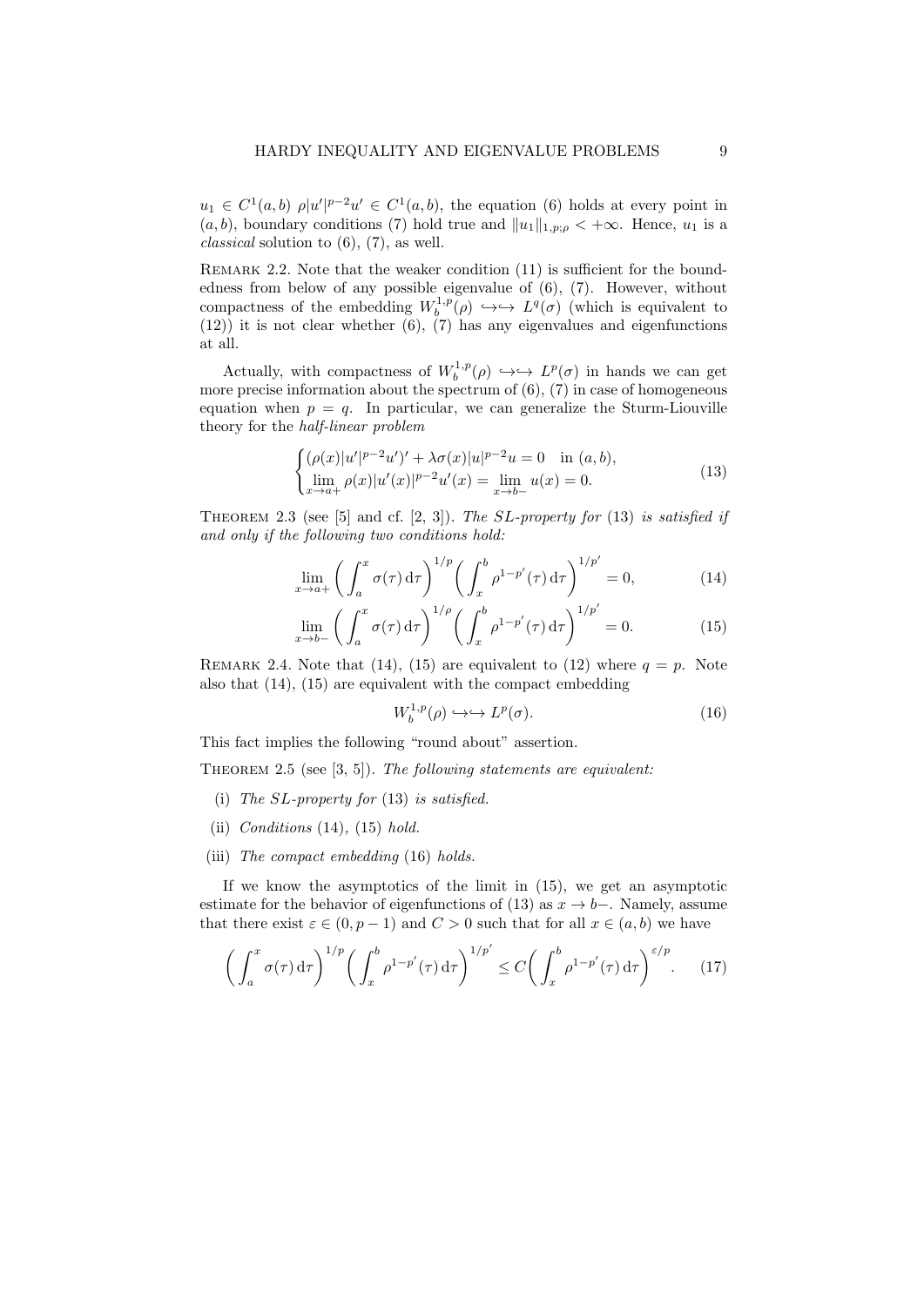$u_1 \in C^1(a,b)$ $\rho|u'|^{p-2}u' \in C^1(a,b)$, the equation (6) holds at every point in $(a,b)$, boundary conditions (7) hold true and $\|u_1\|_{1,p;\rho} < +\infty$. Hence, $u_1$ is a *classical* solution to (6), (7), as well.

Remark 2.2. Note that the weaker condition (11) is sufficient for the boundedness from below of any possible eigenvalue of (6), (7). However, without compactness of the embedding $W_b^{1,p}(\rho) \hookrightarrow\hookrightarrow L^q(\sigma)$ (which is equivalent to (12)) it is not clear whether (6), (7) has any eigenvalues and eigenfunctions at all.

Actually, with compactness of $W_b^{1,p}(\rho) \hookrightarrow\hookrightarrow L^p(\sigma)$ in hands we can get more precise information about the spectrum of (6), (7) in case of homogeneous equation when $p = q$. In particular, we can generalize the Sturm-Liouville theory for the *half-linear problem*

$$
\begin{cases}
(\rho(x)|u'|^{p-2}u')' + \lambda\sigma(x)|u|^{p-2}u = 0 \quad \text{in } (a,b), \\
\lim\limits_{x\to a+} \rho(x)|u'(x)|^{p-2}u'(x) = \lim\limits_{x\to b-} u(x) = 0.
\end{cases}
\tag{13}
$$

Theorem 2.3 (see [5] and cf. [2, 3]). *The SL-property for* (13) *is satisfied if and only if the following two conditions hold:*

$$
\lim_{x\to a+} \left( \int_a^x \sigma(\tau)\,\mathrm{d}\tau \right)^{1/p} \left( \int_x^b \rho^{1-p'}(\tau)\,\mathrm{d}\tau \right)^{1/p'} = 0, \tag{14}
$$

$$
\lim_{x\to b-} \left( \int_a^x \sigma(\tau)\,\mathrm{d}\tau \right)^{1/\rho} \left( \int_x^b \rho^{1-p'}(\tau)\,\mathrm{d}\tau \right)^{1/p'} = 0. \tag{15}
$$

Remark 2.4. Note that (14), (15) are equivalent to (12) where $q = p$. Note also that (14), (15) are equivalent with the compact embedding

$$
W_b^{1,p}(\rho) \hookrightarrow\hookrightarrow L^p(\sigma). \tag{16}
$$

This fact implies the following "round about" assertion.

Theorem 2.5 (see [3, 5]). *The following statements are equivalent:*

- (i) *The SL-property for* (13) *is satisfied.*
- (ii) *Conditions* (14), (15) *hold.*
- (iii) *The compact embedding* (16) *holds.*

If we know the asymptotics of the limit in (15), we get an asymptotic estimate for the behavior of eigenfunctions of (13) as $x \to b-$. Namely, assume that there exist $\varepsilon \in (0, p-1)$ and $C > 0$ such that for all $x \in (a,b)$ we have

$$
\left( \int_a^x \sigma(\tau)\,\mathrm{d}\tau \right)^{1/p} \left( \int_x^b \rho^{1-p'}(\tau)\,\mathrm{d}\tau \right)^{1/p'} \le C \left( \int_x^b \rho^{1-p'}(\tau)\,\mathrm{d}\tau \right)^{\varepsilon/p}. \tag{17}
$$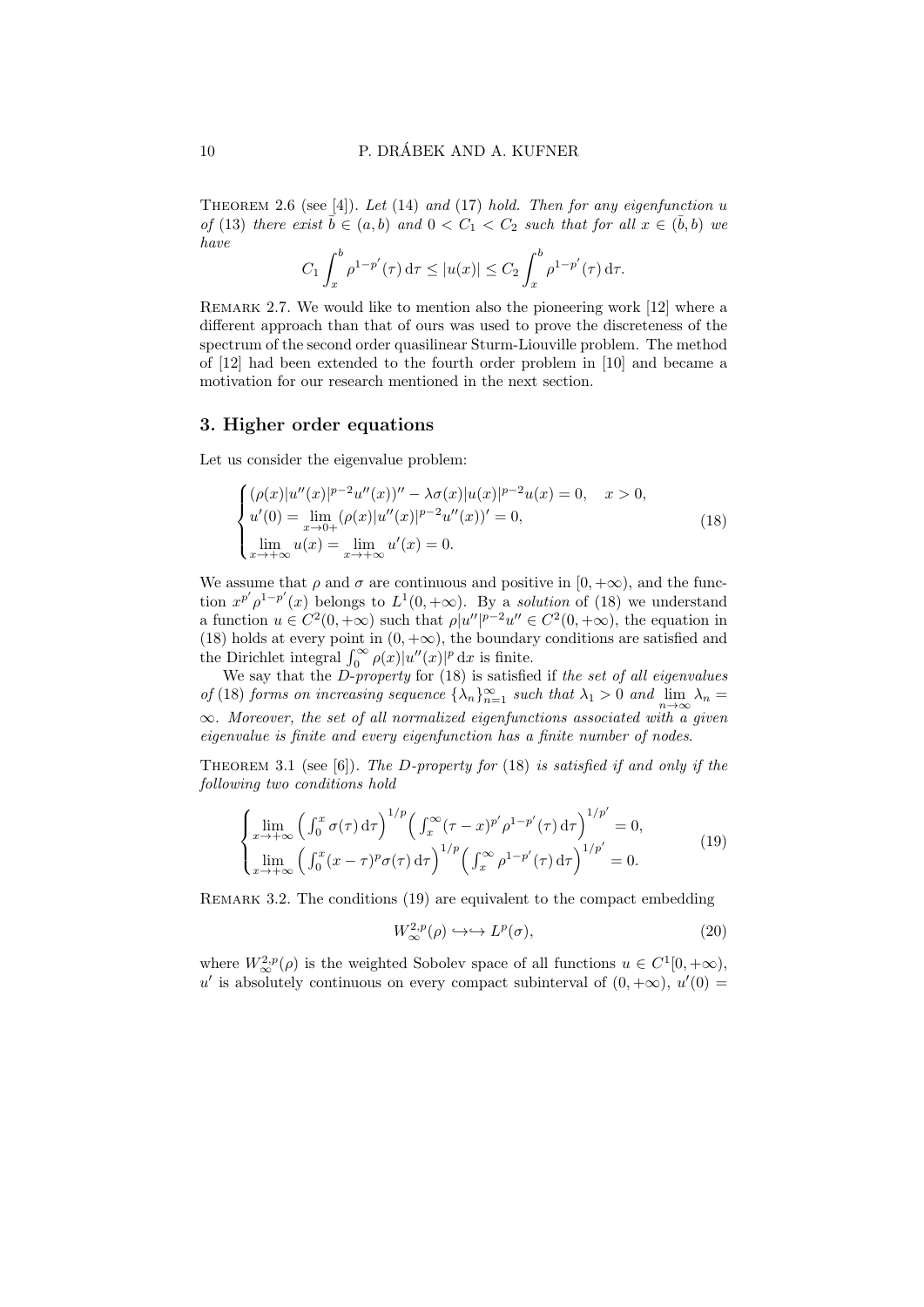**Theorem 2.6** (see [4]). *Let* (14) *and* (17) *hold. Then for any eigenfunction* $u$ *of* (13) *there exist* $\bar{b} \in (a, b)$ *and* $0 < C_1 < C_2$ *such that for all* $x \in (\bar{b}, b)$ *we have*

$$C_1 \int_x^b \rho^{1-p'}(\tau)\,\mathrm{d}\tau \le |u(x)| \le C_2 \int_x^b \rho^{1-p'}(\tau)\,\mathrm{d}\tau.$$

**Remark 2.7.** We would like to mention also the pioneering work [12] where a different approach than that of ours was used to prove the discreteness of the spectrum of the second order quasilinear Sturm-Liouville problem. The method of [12] had been extended to the fourth order problem in [10] and became a motivation for our research mentioned in the next section.

## 3. Higher order equations

Let us consider the eigenvalue problem:

$$\begin{cases} (\rho(x)|u''(x)|^{p-2}u''(x))'' - \lambda\sigma(x)|u(x)|^{p-2}u(x) = 0, \quad x > 0, \\ u'(0) = \lim\limits_{x\to 0+} (\rho(x)|u''(x)|^{p-2}u''(x))' = 0, \\ \lim\limits_{x\to+\infty} u(x) = \lim\limits_{x\to+\infty} u'(x) = 0. \end{cases} \tag{18}$$

We assume that $\rho$ and $\sigma$ are continuous and positive in $[0, +\infty)$, and the function $x^{p'}\rho^{1-p'}(x)$ belongs to $L^1(0, +\infty)$. By a *solution* of (18) we understand a function $u \in C^2(0, +\infty)$ such that $\rho|u''|^{p-2}u'' \in C^2(0, +\infty)$, the equation in (18) holds at every point in $(0, +\infty)$, the boundary conditions are satisfied and the Dirichlet integral $\int_0^\infty \rho(x)|u''(x)|^p\,\mathrm{d}x$ is finite.

We say that the *D-property* for (18) is satisfied if *the set of all eigenvalues of* (18) *forms on increasing sequence* $\{\lambda_n\}_{n=1}^\infty$ *such that* $\lambda_1 > 0$ *and* $\lim\limits_{n\to\infty} \lambda_n = \infty$. *Moreover, the set of all normalized eigenfunctions associated with a given eigenvalue is finite and every eigenfunction has a finite number of nodes.*

**Theorem 3.1** (see [6]). *The D-property for* (18) *is satisfied if and only if the following two conditions hold*

$$\begin{cases} \lim\limits_{x\to+\infty} \Big(\int_0^x \sigma(\tau)\,\mathrm{d}\tau\Big)^{1/p} \Big(\int_x^\infty (\tau - x)^{p'}\rho^{1-p'}(\tau)\,\mathrm{d}\tau\Big)^{1/p'} = 0, \\ \lim\limits_{x\to+\infty} \Big(\int_0^x (x-\tau)^p\sigma(\tau)\,\mathrm{d}\tau\Big)^{1/p} \Big(\int_x^\infty \rho^{1-p'}(\tau)\,\mathrm{d}\tau\Big)^{1/p'} = 0. \end{cases} \tag{19}$$

**Remark 3.2.** The conditions (19) are equivalent to the compact embedding

$$W^{2,p}_\infty(\rho) \hookrightarrow\hookrightarrow L^p(\sigma), \tag{20}$$

where $W^{2,p}_\infty(\rho)$ is the weighted Sobolev space of all functions $u \in C^1[0, +\infty)$, $u'$ is absolutely continuous on every compact subinterval of $(0, +\infty)$, $u'(0) =$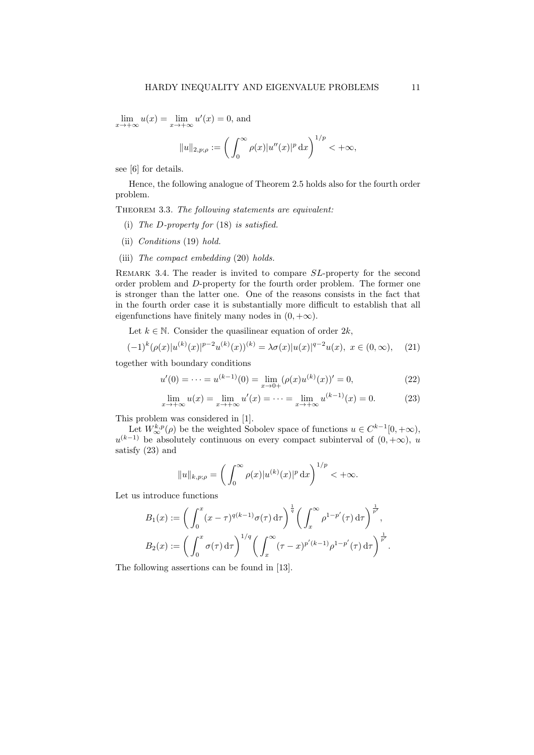$\lim_{x\to+\infty} u(x) = \lim_{x\to+\infty} u'(x) = 0$, and

$$\|u\|_{2,p;\rho} := \left( \int_0^\infty \rho(x)|u''(x)|^p \,\mathrm{d}x \right)^{1/p} < +\infty,$$

see [6] for details.

Hence, the following analogue of Theorem 2.5 holds also for the fourth order problem.

Theorem 3.3. *The following statements are equivalent:*

- (i) *The D-property for* (18) *is satisfied.*
- (ii) *Conditions* (19) *hold.*
- (iii) *The compact embedding* (20) *holds.*

Remark 3.4. The reader is invited to compare $SL$-property for the second order problem and $D$-property for the fourth order problem. The former one is stronger than the latter one. One of the reasons consists in the fact that in the fourth order case it is substantially more difficult to establish that all eigenfunctions have finitely many nodes in $(0, +\infty)$.

Let $k \in \mathbb{N}$. Consider the quasilinear equation of order $2k$,

$$(-1)^k (\rho(x)|u^{(k)}(x)|^{p-2}u^{(k)}(x))^{(k)} = \lambda\sigma(x)|u(x)|^{q-2}u(x), \ x \in (0,\infty), \quad (21)$$

together with boundary conditions

$$u'(0) = \cdots = u^{(k-1)}(0) = \lim_{x\to0+} (\rho(x)u^{(k)}(x))' = 0, \quad (22)$$

$$\lim_{x\to+\infty} u(x) = \lim_{x\to+\infty} u'(x) = \cdots = \lim_{x\to+\infty} u^{(k-1)}(x) = 0. \quad (23)$$

This problem was considered in [1].

Let $W^{k,p}_\infty(\rho)$ be the weighted Sobolev space of functions $u \in C^{k-1}[0,+\infty)$, $u^{(k-1)}$ be absolutely continuous on every compact subinterval of $(0,+\infty)$, $u$ satisfy (23) and

$$\|u\|_{k,p;\rho} = \left( \int_0^\infty \rho(x)|u^{(k)}(x)|^p \,\mathrm{d}x \right)^{1/p} < +\infty.$$

Let us introduce functions

$$B_1(x) := \left( \int_0^x (x-\tau)^{q(k-1)}\sigma(\tau)\,\mathrm{d}\tau \right)^{\frac{1}{q}} \left( \int_x^\infty \rho^{1-p'}(\tau)\,\mathrm{d}\tau \right)^{\frac{1}{p'}},$$

$$B_2(x) := \left( \int_0^x \sigma(\tau)\,\mathrm{d}\tau \right)^{1/q} \left( \int_x^\infty (\tau-x)^{p'(k-1)}\rho^{1-p'}(\tau)\,\mathrm{d}\tau \right)^{\frac{1}{p'}}.$$

The following assertions can be found in [13].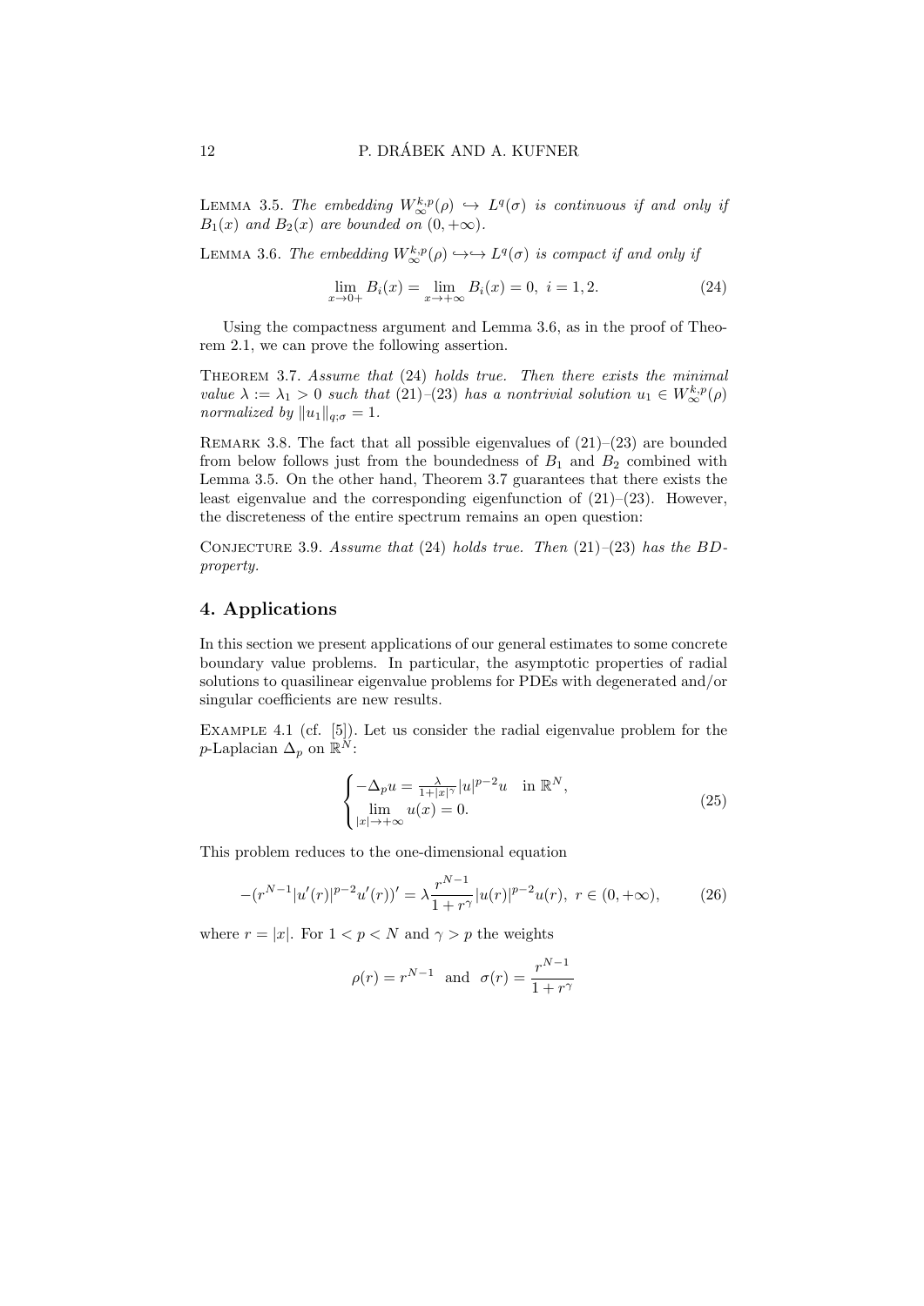Lemma 3.5. *The embedding $W^{k,p}_{\infty}(\rho) \hookrightarrow L^q(\sigma)$ is continuous if and only if $B_1(x)$ and $B_2(x)$ are bounded on $(0,+\infty)$.*

Lemma 3.6. *The embedding $W^{k,p}_{\infty}(\rho) \hookrightarrow\hookrightarrow L^q(\sigma)$ is compact if and only if*

$$\lim_{x\to 0+} B_i(x) = \lim_{x\to +\infty} B_i(x) = 0, \ i = 1, 2. \tag{24}$$

Using the compactness argument and Lemma 3.6, as in the proof of Theorem 2.1, we can prove the following assertion.

Theorem 3.7. *Assume that (24) holds true. Then there exists the minimal value $\lambda := \lambda_1 > 0$ such that (21)–(23) has a nontrivial solution $u_1 \in W^{k,p}_{\infty}(\rho)$ normalized by $\|u_1\|_{q;\sigma} = 1$.*

Remark 3.8. The fact that all possible eigenvalues of (21)–(23) are bounded from below follows just from the boundedness of $B_1$ and $B_2$ combined with Lemma 3.5. On the other hand, Theorem 3.7 guarantees that there exists the least eigenvalue and the corresponding eigenfunction of (21)–(23). However, the discreteness of the entire spectrum remains an open question:

Conjecture 3.9. *Assume that (24) holds true. Then (21)–(23) has the BD-property.*

## 4. Applications

In this section we present applications of our general estimates to some concrete boundary value problems. In particular, the asymptotic properties of radial solutions to quasilinear eigenvalue problems for PDEs with degenerated and/or singular coefficients are new results.

Example 4.1 (cf. [5]). Let us consider the radial eigenvalue problem for the $p$-Laplacian $\Delta_p$ on $\mathbb{R}^N$:

$$\begin{cases} -\Delta_p u = \frac{\lambda}{1+|x|^{\gamma}} |u|^{p-2}u & \text{in } \mathbb{R}^N, \\ \lim\limits_{|x|\to+\infty} u(x) = 0. \end{cases} \tag{25}$$

This problem reduces to the one-dimensional equation

$$-(r^{N-1}|u'(r)|^{p-2}u'(r))' = \lambda \frac{r^{N-1}}{1+r^{\gamma}} |u(r)|^{p-2}u(r), \ r \in (0,+\infty), \tag{26}$$

where $r = |x|$. For $1 < p < N$ and $\gamma > p$ the weights

$$\rho(r) = r^{N-1} \ \text{ and } \ \sigma(r) = \frac{r^{N-1}}{1+r^{\gamma}}$$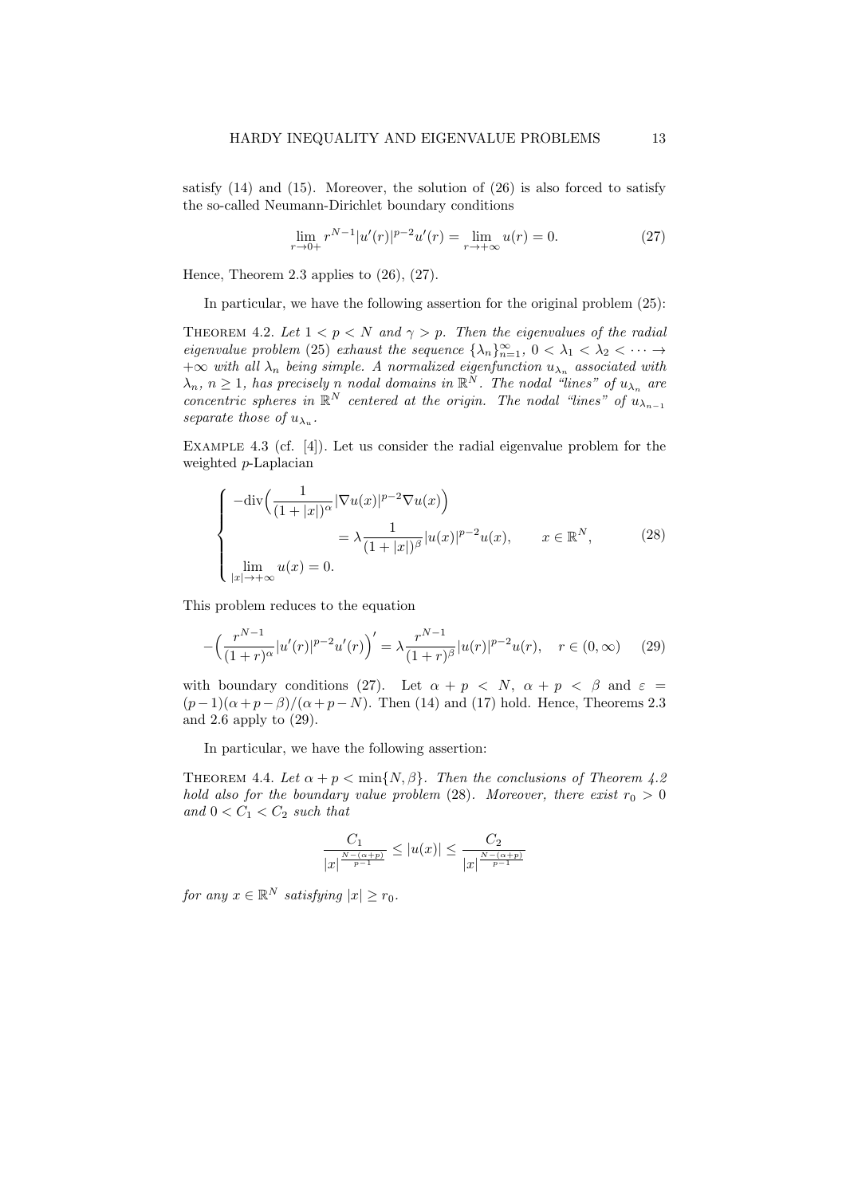satisfy (14) and (15). Moreover, the solution of (26) is also forced to satisfy the so-called Neumann-Dirichlet boundary conditions

$$\lim_{r\to 0+} r^{N-1}|u'(r)|^{p-2}u'(r) = \lim_{r\to +\infty} u(r) = 0. \tag{27}$$

Hence, Theorem 2.3 applies to (26), (27).

In particular, we have the following assertion for the original problem (25):

Theorem 4.2. *Let $1 < p < N$ and $\gamma > p$. Then the eigenvalues of the radial eigenvalue problem (25) exhaust the sequence $\{\lambda_n\}_{n=1}^{\infty}$, $0 < \lambda_1 < \lambda_2 < \cdots \to +\infty$ with all $\lambda_n$ being simple. A normalized eigenfunction $u_{\lambda_n}$ associated with $\lambda_n$, $n \geq 1$, has precisely $n$ nodal domains in $\mathbb{R}^N$. The nodal "lines" of $u_{\lambda_n}$ are concentric spheres in $\mathbb{R}^N$ centered at the origin. The nodal "lines" of $u_{\lambda_{n-1}}$ separate those of $u_{\lambda_n}$.*

Example 4.3 (cf. [4]). Let us consider the radial eigenvalue problem for the weighted $p$-Laplacian

$$\begin{cases} -\operatorname{div}\Big(\dfrac{1}{(1+|x|)^{\alpha}}|\nabla u(x)|^{p-2}\nabla u(x)\Big) \\ \qquad\qquad\qquad = \lambda \dfrac{1}{(1+|x|)^{\beta}}|u(x)|^{p-2}u(x), \qquad x\in\mathbb{R}^N, \\ \lim\limits_{|x|\to+\infty} u(x) = 0. \end{cases} \tag{28}$$

This problem reduces to the equation

$$-\Big(\frac{r^{N-1}}{(1+r)^{\alpha}}|u'(r)|^{p-2}u'(r)\Big)' = \lambda\frac{r^{N-1}}{(1+r)^{\beta}}|u(r)|^{p-2}u(r), \quad r\in(0,\infty) \tag{29}$$

with boundary conditions (27). Let $\alpha + p < N$, $\alpha + p < \beta$ and $\varepsilon = (p-1)(\alpha+p-\beta)/(\alpha+p-N)$. Then (14) and (17) hold. Hence, Theorems 2.3 and 2.6 apply to (29).

In particular, we have the following assertion:

Theorem 4.4. *Let $\alpha + p < \min\{N, \beta\}$. Then the conclusions of Theorem 4.2 hold also for the boundary value problem (28). Moreover, there exist $r_0 > 0$ and $0 < C_1 < C_2$ such that*

$$\frac{C_1}{|x|^{\frac{N-(\alpha+p)}{p-1}}} \leq |u(x)| \leq \frac{C_2}{|x|^{\frac{N-(\alpha+p)}{p-1}}}$$

*for any $x\in\mathbb{R}^N$ satisfying $|x|\geq r_0$.*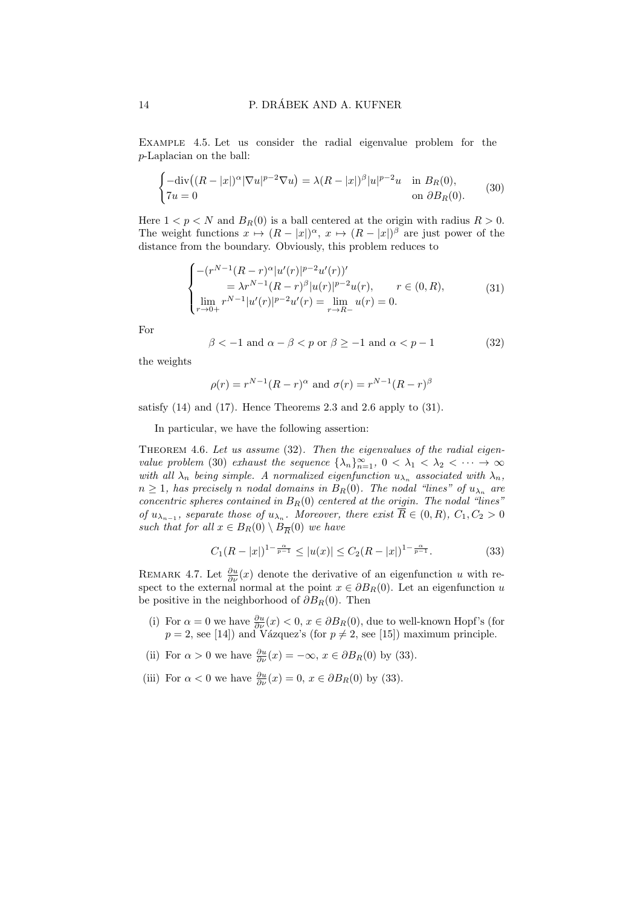Example 4.5. Let us consider the radial eigenvalue problem for the $p$-Laplacian on the ball:

$$\begin{cases} -\mathrm{div}\big((R-|x|)^\alpha |\nabla u|^{p-2}\nabla u\big) = \lambda (R-|x|)^\beta |u|^{p-2}u & \text{in } B_R(0), \\ 7u = 0 & \text{on } \partial B_R(0). \end{cases} \tag{30}$$

Here $1 < p < N$ and $B_R(0)$ is a ball centered at the origin with radius $R > 0$. The weight functions $x \mapsto (R-|x|)^\alpha$, $x \mapsto (R-|x|)^\beta$ are just power of the distance from the boundary. Obviously, this problem reduces to

$$\begin{cases} -(r^{N-1}(R-r)^\alpha |u'(r)|^{p-2}u'(r))' \\ \qquad = \lambda r^{N-1}(R-r)^\beta |u(r)|^{p-2}u(r), \qquad r \in (0,R), \\ \lim\limits_{r\to 0+} r^{N-1}|u'(r)|^{p-2}u'(r) = \lim\limits_{r\to R-} u(r) = 0. \end{cases} \tag{31}$$

For

$$\beta < -1 \text{ and } \alpha - \beta < p \text{ or } \beta \geq -1 \text{ and } \alpha < p-1 \tag{32}$$

the weights

$$\rho(r) = r^{N-1}(R-r)^\alpha \text{ and } \sigma(r) = r^{N-1}(R-r)^\beta$$

satisfy (14) and (17). Hence Theorems 2.3 and 2.6 apply to (31).

In particular, we have the following assertion:

Theorem 4.6. *Let us assume* (32). *Then the eigenvalues of the radial eigenvalue problem* (30) *exhaust the sequence* $\{\lambda_n\}_{n=1}^\infty$, $0 < \lambda_1 < \lambda_2 < \cdots \to \infty$ *with all* $\lambda_n$ *being simple. A normalized eigenfunction* $u_{\lambda_n}$ *associated with* $\lambda_n$, $n \geq 1$, *has precisely* $n$ *nodal domains in* $B_R(0)$. *The nodal "lines" of* $u_{\lambda_n}$ *are concentric spheres contained in* $B_R(0)$ *centered at the origin. The nodal "lines" of* $u_{\lambda_{n-1}}$, *separate those of* $u_{\lambda_n}$. *Moreover, there exist* $\overline{R} \in (0,R)$, $C_1, C_2 > 0$ *such that for all* $x \in B_R(0) \setminus B_{\overline{R}}(0)$ *we have*

$$C_1(R-|x|)^{1-\frac{\alpha}{p-1}} \leq |u(x)| \leq C_2(R-|x|)^{1-\frac{\alpha}{p-1}}. \tag{33}$$

Remark 4.7. Let $\frac{\partial u}{\partial \nu}(x)$ denote the derivative of an eigenfunction $u$ with respect to the external normal at the point $x \in \partial B_R(0)$. Let an eigenfunction $u$ be positive in the neighborhood of $\partial B_R(0)$. Then

- (i) For $\alpha = 0$ we have $\frac{\partial u}{\partial \nu}(x) < 0$, $x \in \partial B_R(0)$, due to well-known Hopf's (for $p = 2$, see [14]) and Vázquez's (for $p \neq 2$, see [15]) maximum principle.
- (ii) For $\alpha > 0$ we have $\frac{\partial u}{\partial \nu}(x) = -\infty$, $x \in \partial B_R(0)$ by (33).
- (iii) For $\alpha < 0$ we have $\frac{\partial u}{\partial \nu}(x) = 0$, $x \in \partial B_R(0)$ by (33).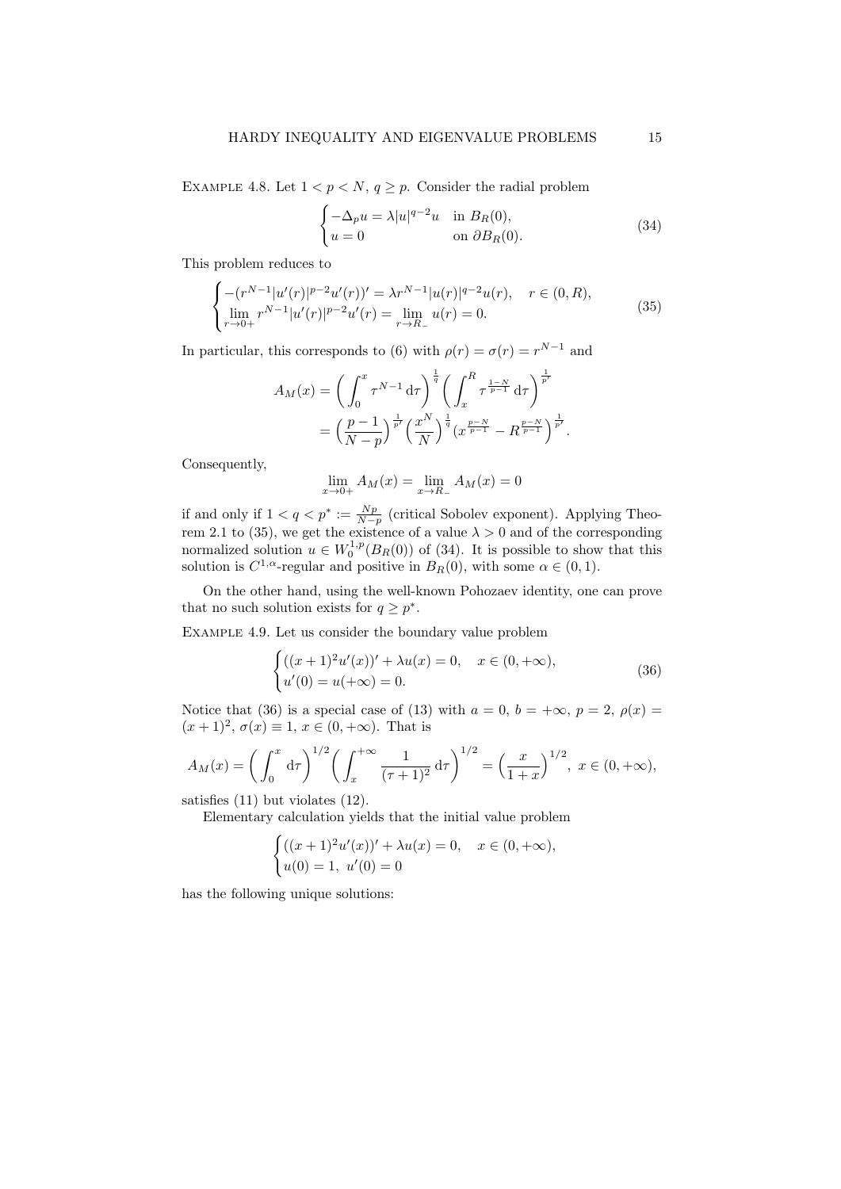Example 4.8. Let $1 < p < N$, $q \geq p$. Consider the radial problem

$$
\begin{cases} -\Delta_p u = \lambda |u|^{q-2} u & \text{in } B_R(0), \\ u = 0 & \text{on } \partial B_R(0). \end{cases} \tag{34}
$$

This problem reduces to

$$
\begin{cases} -(r^{N-1}|u'(r)|^{p-2}u'(r))' = \lambda r^{N-1}|u(r)|^{q-2}u(r), \quad r \in (0,R), \\ \lim\limits_{r\to 0+} r^{N-1}|u'(r)|^{p-2}u'(r) = \lim\limits_{r\to R_-} u(r) = 0. \end{cases} \tag{35}
$$

In particular, this corresponds to (6) with $\rho(r) = \sigma(r) = r^{N-1}$ and

$$
\begin{aligned}
A_M(x) &= \Big( \int_0^x \tau^{N-1}\,\mathrm{d}\tau \Big)^{\frac{1}{q}} \Big( \int_x^R \tau^{\frac{1-N}{p-1}}\,\mathrm{d}\tau \Big)^{\frac{1}{p'}} \\
&= \Big( \frac{p-1}{N-p} \Big)^{\frac{1}{p'}} \Big( \frac{x^N}{N} \Big)^{\frac{1}{q}} \big( x^{\frac{p-N}{p-1}} - R^{\frac{p-N}{p-1}} \big)^{\frac{1}{p'}}.
\end{aligned}
$$

Consequently,

$$
\lim_{x\to 0+} A_M(x) = \lim_{x\to R_-} A_M(x) = 0
$$

if and only if $1 < q < p^* := \frac{Np}{N-p}$ (critical Sobolev exponent). Applying Theorem 2.1 to (35), we get the existence of a value $\lambda > 0$ and of the corresponding normalized solution $u \in W_0^{1,p}(B_R(0))$ of (34). It is possible to show that this solution is $C^{1,\alpha}$-regular and positive in $B_R(0)$, with some $\alpha \in (0,1)$.

On the other hand, using the well-known Pohozaev identity, one can prove that no such solution exists for $q \geq p^*$.

Example 4.9. Let us consider the boundary value problem

$$
\begin{cases} ((x+1)^2 u'(x))' + \lambda u(x) = 0, \quad x \in (0,+\infty), \\ u'(0) = u(+\infty) = 0. \end{cases} \tag{36}
$$

Notice that (36) is a special case of (13) with $a = 0$, $b = +\infty$, $p = 2$, $\rho(x) = (x+1)^2$, $\sigma(x) \equiv 1$, $x \in (0,+\infty)$. That is

$$
A_M(x) = \Big( \int_0^x \mathrm{d}\tau \Big)^{1/2} \Big( \int_x^{+\infty} \frac{1}{(\tau+1)^2}\,\mathrm{d}\tau \Big)^{1/2} = \Big( \frac{x}{1+x} \Big)^{1/2}, \ x \in (0,+\infty),
$$

satisfies (11) but violates (12).

Elementary calculation yields that the initial value problem

$$
\begin{cases} ((x+1)^2 u'(x))' + \lambda u(x) = 0, \quad x \in (0,+\infty), \\ u(0) = 1, \ u'(0) = 0 \end{cases}
$$

has the following unique solutions: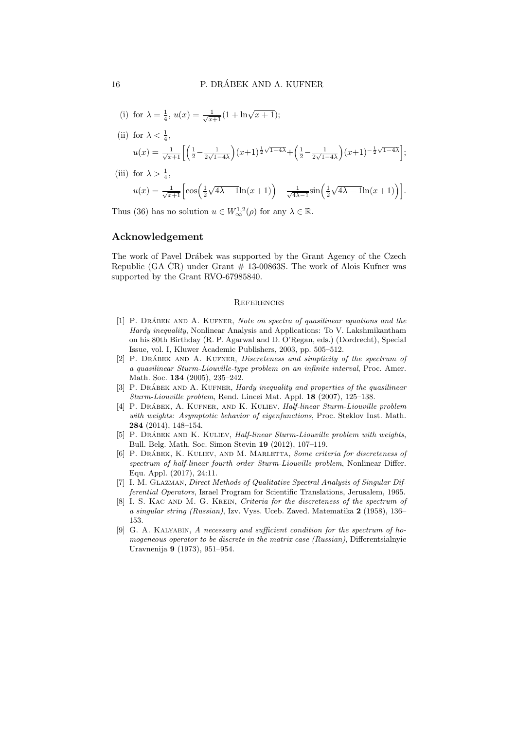(i) for $\lambda = \frac{1}{4}$, $u(x) = \frac{1}{\sqrt{x+1}}(1 + \ln\sqrt{x+1})$;

(ii) for $\lambda < \frac{1}{4}$,

$$u(x) = \frac{1}{\sqrt{x+1}}\Big[\Big(\frac{1}{2} - \frac{1}{2\sqrt{1-4\lambda}}\Big)(x+1)^{\frac{1}{2}\sqrt{1-4\lambda}} + \Big(\frac{1}{2} - \frac{1}{2\sqrt{1-4\lambda}}\Big)(x+1)^{-\frac{1}{2}\sqrt{1-4\lambda}}\Big];$$

(iii) for $\lambda > \frac{1}{4}$,

$$u(x) = \frac{1}{\sqrt{x+1}}\Big[\cos\Big(\frac{1}{2}\sqrt{4\lambda-1}\ln(x+1)\Big) - \frac{1}{\sqrt{4\lambda-1}}\sin\Big(\frac{1}{2}\sqrt{4\lambda-1}\ln(x+1)\Big)\Big].$$

Thus (36) has no solution $u \in W^{1,2}_{\infty}(\rho)$ for any $\lambda \in \mathbb{R}$.

## Acknowledgement

The work of Pavel Drábek was supported by the Grant Agency of the Czech Republic (GA ČR) under Grant # 13-00863S. The work of Alois Kufner was supported by the Grant RVO-67985840.

## References

[1] P. Drábek and A. Kufner, *Note on spectra of quasilinear equations and the Hardy inequality*, Nonlinear Analysis and Applications: To V. Lakshmikantham on his 80th Birthday (R. P. Agarwal and D. O'Regan, eds.) (Dordrecht), Special Issue, vol. I, Kluwer Academic Publishers, 2003, pp. 505–512.

[2] P. Drábek and A. Kufner, *Discreteness and simplicity of the spectrum of a quasilinear Sturm-Liouville-type problem on an infinite interval*, Proc. Amer. Math. Soc. **134** (2005), 235–242.

[3] P. Drábek and A. Kufner, *Hardy inequality and properties of the quasilinear Sturm-Liouville problem*, Rend. Lincei Mat. Appl. **18** (2007), 125–138.

[4] P. Drábek, A. Kufner, and K. Kuliev, *Half-linear Sturm-Liouville problem with weights: Asymptotic behavior of eigenfunctions*, Proc. Steklov Inst. Math. **284** (2014), 148–154.

[5] P. Drábek and K. Kuliev, *Half-linear Sturm-Liouville problem with weights*, Bull. Belg. Math. Soc. Simon Stevin **19** (2012), 107–119.

[6] P. Drábek, K. Kuliev, and M. Marletta, *Some criteria for discreteness of spectrum of half-linear fourth order Sturm-Liouville problem*, Nonlinear Differ. Equ. Appl. (2017), 24:11.

[7] I. M. Glazman, *Direct Methods of Qualitative Spectral Analysis of Singular Differential Operators*, Israel Program for Scientific Translations, Jerusalem, 1965.

[8] I. S. Kac and M. G. Krein, *Criteria for the discreteness of the spectrum of a singular string (Russian)*, Izv. Vyss. Uceb. Zaved. Matematika **2** (1958), 136–153.

[9] G. A. Kalyabin, *A necessary and sufficient condition for the spectrum of homogeneous operator to be discrete in the matrix case (Russian)*, Differentsialnyie Uravnenija **9** (1973), 951–954.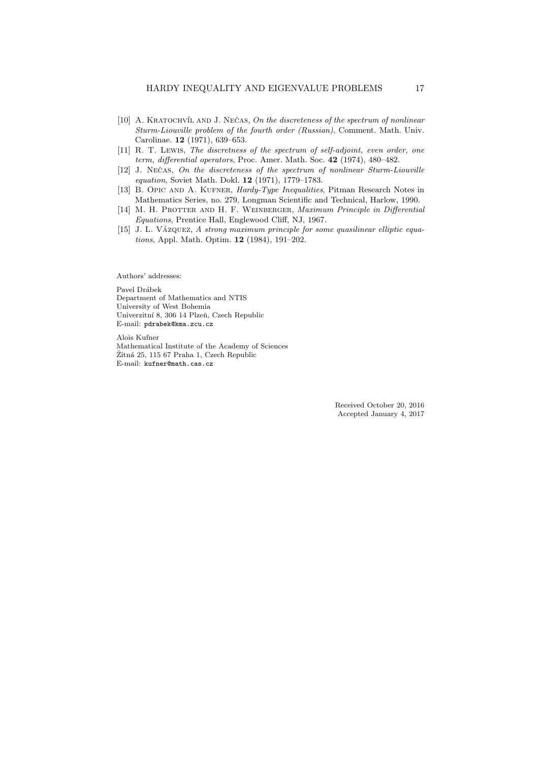[10] A. Kratochvíl and J. Nečas, *On the discreteness of the spectrum of nonlinear Sturm-Liouville problem of the fourth order (Russian)*, Comment. Math. Univ. Carolinae. **12** (1971), 639–653.

[11] R. T. Lewis, *The discretness of the spectrum of self-adjoint, even order, one term, differential operators*, Proc. Amer. Math. Soc. **42** (1974), 480–482.

[12] J. Nečas, *On the discreteness of the spectrum of nonlinear Sturm-Liouville equation*, Soviet Math. Dokl. **12** (1971), 1779–1783.

[13] B. Opic and A. Kufner, *Hardy-Type Inequalities*, Pitman Research Notes in Mathematics Series, no. 279, Longman Scientific and Technical, Harlow, 1990.

[14] M. H. Protter and H. F. Weinberger, *Maximum Principle in Differential Equations*, Prentice Hall, Englewood Cliff, NJ, 1967.

[15] J. L. Vázquez, *A strong maximum principle for some quasilinear elliptic equations*, Appl. Math. Optim. **12** (1984), 191–202.

Authors' addresses:

Pavel Drábek
Department of Mathematics and NTIS
University of West Bohemia
Univerzitní 8, 306 14 Plzeň, Czech Republic
E-mail: pdrabek@kma.zcu.cz

Alois Kufner
Mathematical Institute of the Academy of Sciences
Žitná 25, 115 67 Praha 1, Czech Republic
E-mail: kufner@math.cas.cz

Received October 20, 2016
Accepted January 4, 2017